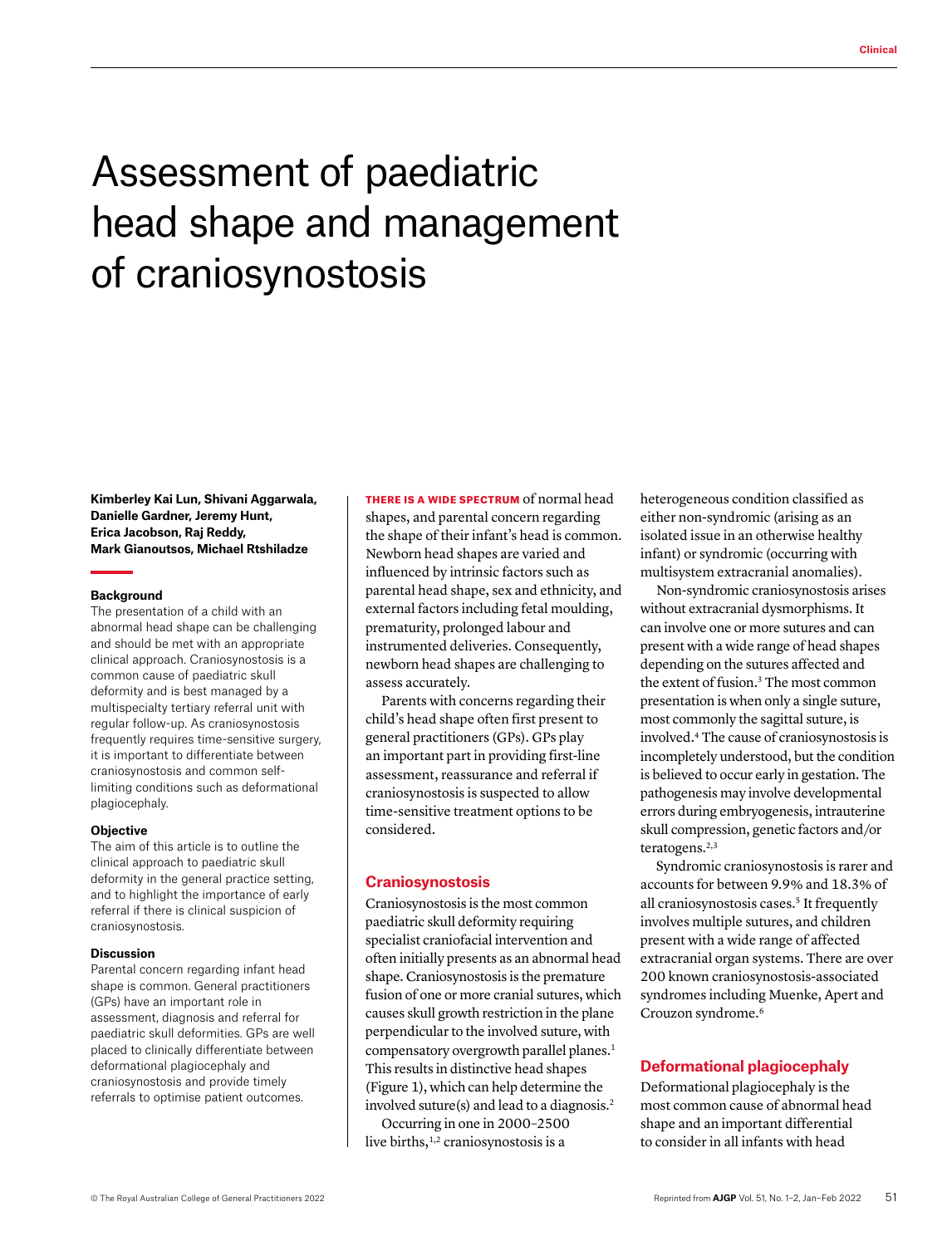Clinical

# Assessment of paediatric head shape and management of craniosynostosis

**Kimberley Kai Lun, Shivani Aggarwala, Danielle Gardner, Jeremy Hunt, Erica Jacobson, Raj Reddy, Mark Gianoutsos, Michael Rtshiladze**

### Background

The presentation of a child with an abnormal head shape can be challenging and should be met with an appropriate clinical approach. Craniosynostosis is a common cause of paediatric skull deformity and is best managed by a multispecialty tertiary referral unit with regular follow-up. As craniosynostosis frequently requires time-sensitive surgery, it is important to differentiate between craniosynostosis and common self-limiting conditions such as deformational plagiocephaly.

### Objective

The aim of this article is to outline the clinical approach to paediatric skull deformity in the general practice setting, and to highlight the importance of early referral if there is clinical suspicion of craniosynostosis.

### Discussion

Parental concern regarding infant head shape is common. General practitioners (GPs) have an important role in assessment, diagnosis and referral for paediatric skull deformities. GPs are well placed to clinically differentiate between deformational plagiocephaly and craniosynostosis and provide timely referrals to optimise patient outcomes.

**THERE IS A WIDE SPECTRUM** of normal head shapes, and parental concern regarding the shape of their infant's head is common. Newborn head shapes are varied and influenced by intrinsic factors such as parental head shape, sex and ethnicity, and external factors including fetal moulding, prematurity, prolonged labour and instrumented deliveries. Consequently, newborn head shapes are challenging to assess accurately.

Parents with concerns regarding their child's head shape often first present to general practitioners (GPs). GPs play an important part in providing first-line assessment, reassurance and referral if craniosynostosis is suspected to allow time-sensitive treatment options to be considered.

## Craniosynostosis

Craniosynostosis is the most common paediatric skull deformity requiring specialist craniofacial intervention and often initially presents as an abnormal head shape. Craniosynostosis is the premature fusion of one or more cranial sutures, which causes skull growth restriction in the plane perpendicular to the involved suture, with compensatory overgrowth parallel planes.[1] This results in distinctive head shapes (Figure 1), which can help determine the involved suture(s) and lead to a diagnosis.[2]

Occurring in one in 2000–2500 live births,[1,2] craniosynostosis is a heterogeneous condition classified as either non-syndromic (arising as an isolated issue in an otherwise healthy infant) or syndromic (occurring with multisystem extracranial anomalies).

Non-syndromic craniosynostosis arises without extracranial dysmorphisms. It can involve one or more sutures and can present with a wide range of head shapes depending on the sutures affected and the extent of fusion.[3] The most common presentation is when only a single suture, most commonly the sagittal suture, is involved.[4] The cause of craniosynostosis is incompletely understood, but the condition is believed to occur early in gestation. The pathogenesis may involve developmental errors during embryogenesis, intrauterine skull compression, genetic factors and/or teratogens.[2,3]

Syndromic craniosynostosis is rarer and accounts for between 9.9% and 18.3% of all craniosynostosis cases.[5] It frequently involves multiple sutures, and children present with a wide range of affected extracranial organ systems. There are over 200 known craniosynostosis-associated syndromes including Muenke, Apert and Crouzon syndrome.[6]

## Deformational plagiocephaly

Deformational plagiocephaly is the most common cause of abnormal head shape and an important differential to consider in all infants with head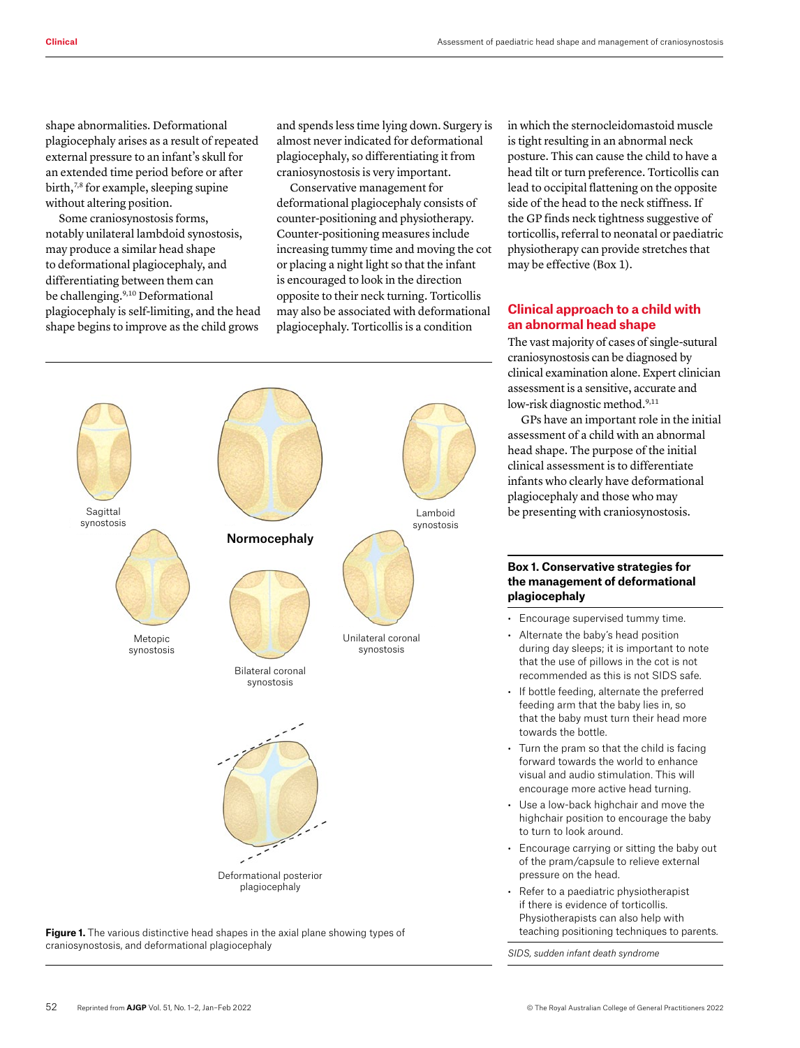shape abnormalities. Deformational plagiocephaly arises as a result of repeated external pressure to an infant's skull for an extended time period before or after birth,[7,8] for example, sleeping supine without altering position.

Some craniosynostosis forms, notably unilateral lambdoid synostosis, may produce a similar head shape to deformational plagiocephaly, and differentiating between them can be challenging.[9,10] Deformational plagiocephaly is self-limiting, and the head shape begins to improve as the child grows and spends less time lying down. Surgery is almost never indicated for deformational plagiocephaly, so differentiating it from craniosynostosis is very important.

Conservative management for deformational plagiocephaly consists of counter-positioning and physiotherapy. Counter-positioning measures include increasing tummy time and moving the cot or placing a night light so that the infant is encouraged to look in the direction opposite to their neck turning. Torticollis may also be associated with deformational plagiocephaly. Torticollis is a condition in which the sternocleidomastoid muscle is tight resulting in an abnormal neck posture. This can cause the child to have a head tilt or turn preference. Torticollis can lead to occipital flattening on the opposite side of the head to the neck stiffness. If the GP finds neck tightness suggestive of torticollis, referral to neonatal or paediatric physiotherapy can provide stretches that may be effective (Box 1).

**Figure 1.** The various distinctive head shapes in the axial plane showing types of craniosynostosis, and deformational plagiocephaly

## Clinical approach to a child with an abnormal head shape

The vast majority of cases of single-sutural craniosynostosis can be diagnosed by clinical examination alone. Expert clinician assessment is a sensitive, accurate and low-risk diagnostic method.[9,11]

GPs have an important role in the initial assessment of a child with an abnormal head shape. The purpose of the initial clinical assessment is to differentiate infants who clearly have deformational plagiocephaly and those who may be presenting with craniosynostosis.

### Box 1. Conservative strategies for the management of deformational plagiocephaly

- Encourage supervised tummy time.
- Alternate the baby's head position during day sleeps; it is important to note that the use of pillows in the cot is not recommended as this is not SIDS safe.
- If bottle feeding, alternate the preferred feeding arm that the baby lies in, so that the baby must turn their head more towards the bottle.
- Turn the pram so that the child is facing forward towards the world to enhance visual and audio stimulation. This will encourage more active head turning.
- Use a low-back highchair and move the highchair position to encourage the baby to turn to look around.
- Encourage carrying or sitting the baby out of the pram/capsule to relieve external pressure on the head.
- Refer to a paediatric physiotherapist if there is evidence of torticollis. Physiotherapists can also help with teaching positioning techniques to parents.

*SIDS, sudden infant death syndrome*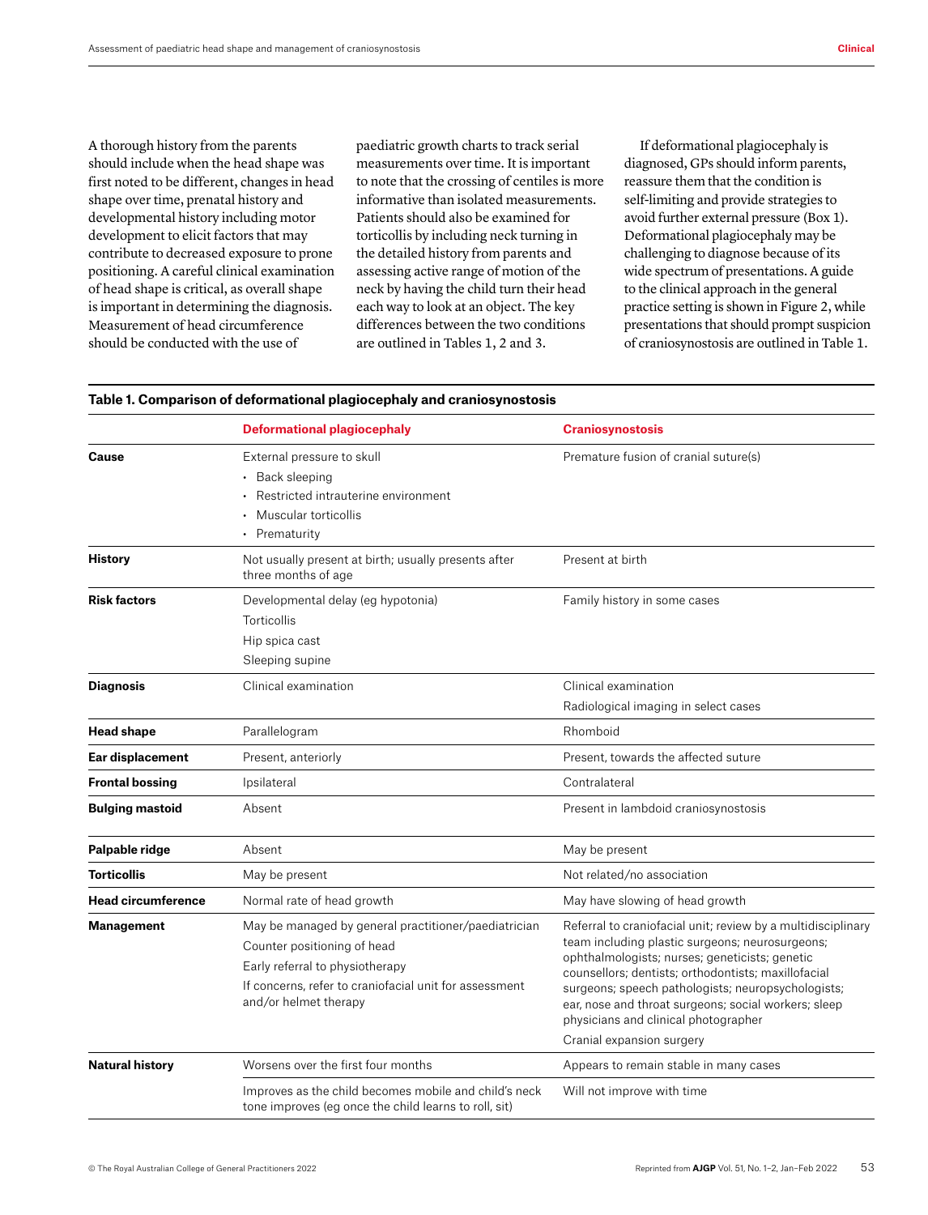A thorough history from the parents should include when the head shape was first noted to be different, changes in head shape over time, prenatal history and developmental history including motor development to elicit factors that may contribute to decreased exposure to prone positioning. A careful clinical examination of head shape is critical, as overall shape is important in determining the diagnosis. Measurement of head circumference should be conducted with the use of paediatric growth charts to track serial measurements over time. It is important to note that the crossing of centiles is more informative than isolated measurements. Patients should also be examined for torticollis by including neck turning in the detailed history from parents and assessing active range of motion of the neck by having the child turn their head each way to look at an object. The key differences between the two conditions are outlined in Tables 1, 2 and 3.

If deformational plagiocephaly is diagnosed, GPs should inform parents, reassure them that the condition is self-limiting and provide strategies to avoid further external pressure (Box 1). Deformational plagiocephaly may be challenging to diagnose because of its wide spectrum of presentations. A guide to the clinical approach in the general practice setting is shown in Figure 2, while presentations that should prompt suspicion of craniosynostosis are outlined in Table 1.

**Table 1. Comparison of deformational plagiocephaly and craniosynostosis**

| | Deformational plagiocephaly | Craniosynostosis |
|---|---|---|
| **Cause** | External pressure to skull<br>• Back sleeping<br>• Restricted intrauterine environment<br>• Muscular torticollis<br>• Prematurity | Premature fusion of cranial suture(s) |
| **History** | Not usually present at birth; usually presents after three months of age | Present at birth |
| **Risk factors** | Developmental delay (eg hypotonia)<br>Torticollis<br>Hip spica cast<br>Sleeping supine | Family history in some cases |
| **Diagnosis** | Clinical examination | Clinical examination<br>Radiological imaging in select cases |
| **Head shape** | Parallelogram | Rhomboid |
| **Ear displacement** | Present, anteriorly | Present, towards the affected suture |
| **Frontal bossing** | Ipsilateral | Contralateral |
| **Bulging mastoid** | Absent | Present in lambdoid craniosynostosis |
| **Palpable ridge** | Absent | May be present |
| **Torticollis** | May be present | Not related/no association |
| **Head circumference** | Normal rate of head growth | May have slowing of head growth |
| **Management** | May be managed by general practitioner/paediatrician<br>Counter positioning of head<br>Early referral to physiotherapy<br>If concerns, refer to craniofacial unit for assessment and/or helmet therapy | Referral to craniofacial unit; review by a multidisciplinary team including plastic surgeons; neurosurgeons; ophthalmologists; nurses; geneticists; genetic counsellors; dentists; orthodontists; maxillofacial surgeons; speech pathologists; neuropsychologists; ear, nose and throat surgeons; social workers; sleep physicians and clinical photographer<br>Cranial expansion surgery |
| **Natural history** | Worsens over the first four months | Appears to remain stable in many cases |
| | Improves as the child becomes mobile and child's neck tone improves (eg once the child learns to roll, sit) | Will not improve with time |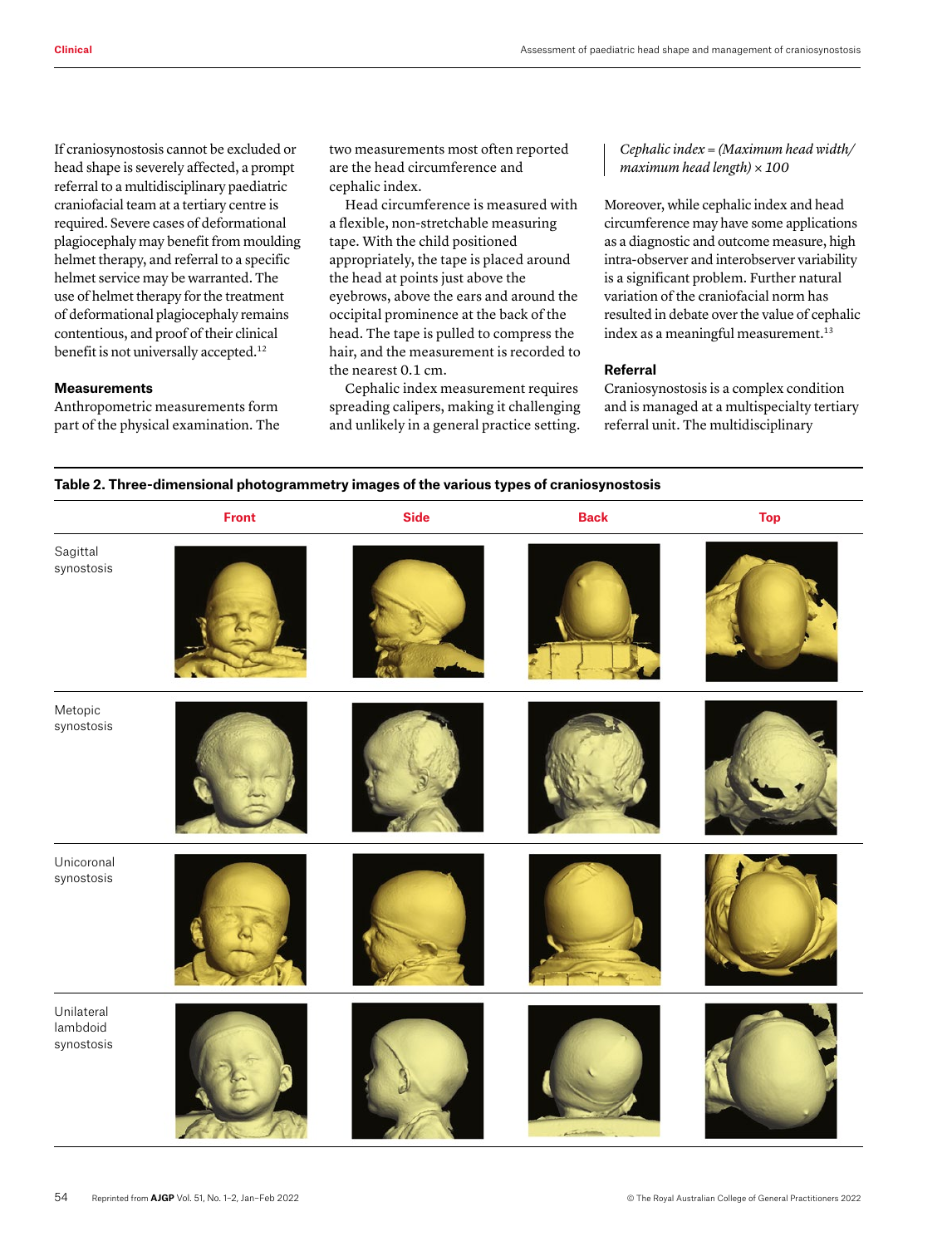If craniosynostosis cannot be excluded or head shape is severely affected, a prompt referral to a multidisciplinary paediatric craniofacial team at a tertiary centre is required. Severe cases of deformational plagiocephaly may benefit from moulding helmet therapy, and referral to a specific helmet service may be warranted. The use of helmet therapy for the treatment of deformational plagiocephaly remains contentious, and proof of their clinical benefit is not universally accepted.[12]

### Measurements

Anthropometric measurements form part of the physical examination. The two measurements most often reported are the head circumference and cephalic index.

Head circumference is measured with a flexible, non-stretchable measuring tape. With the child positioned appropriately, the tape is placed around the head at points just above the eyebrows, above the ears and around the occipital prominence at the back of the head. The tape is pulled to compress the hair, and the measurement is recorded to the nearest 0.1 cm.

Cephalic index measurement requires spreading calipers, making it challenging and unlikely in a general practice setting.

*Cephalic index = (Maximum head width/ maximum head length) × 100*

Moreover, while cephalic index and head circumference may have some applications as a diagnostic and outcome measure, high intra-observer and interobserver variability is a significant problem. Further natural variation of the craniofacial norm has resulted in debate over the value of cephalic index as a meaningful measurement.[13]

### Referral

Craniosynostosis is a complex condition and is managed at a multispecialty tertiary referral unit. The multidisciplinary

**Table 2. Three-dimensional photogrammetry images of the various types of craniosynostosis**

| | Front | Side | Back | Top |
|---|---|---|---|---|
| Sagittal synostosis | | | | |
| Metopic synostosis | | | | |
| Unicoronal synostosis | | | | |
| Unilateral lambdoid synostosis | | | | |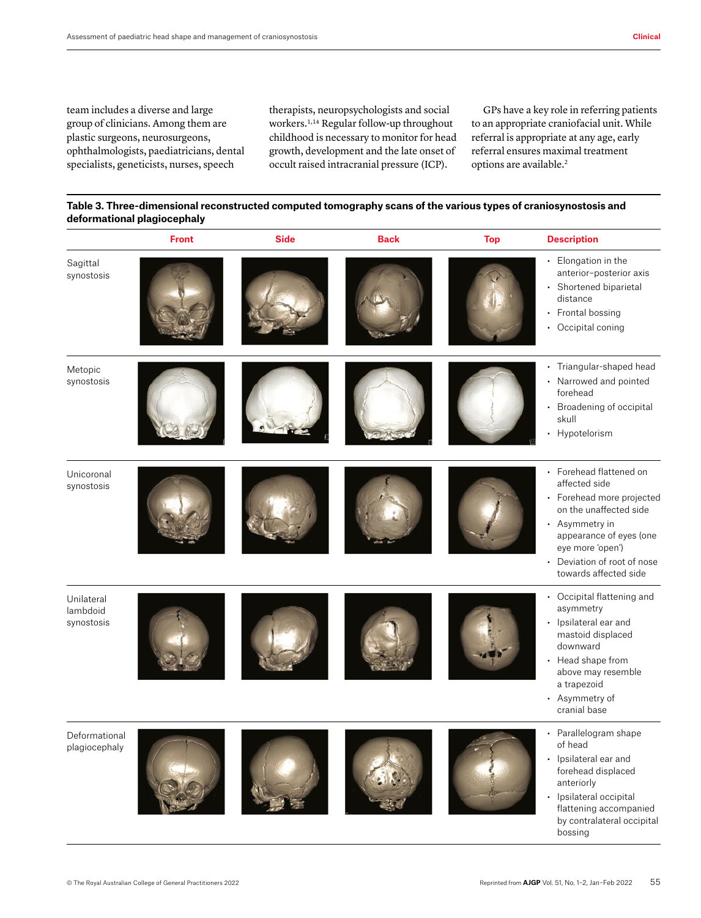team includes a diverse and large group of clinicians. Among them are plastic surgeons, neurosurgeons, ophthalmologists, paediatricians, dental specialists, geneticists, nurses, speech therapists, neuropsychologists and social workers.[1,14] Regular follow-up throughout childhood is necessary to monitor for head growth, development and the late onset of occult raised intracranial pressure (ICP).

GPs have a key role in referring patients to an appropriate craniofacial unit. While referral is appropriate at any age, early referral ensures maximal treatment options are available.[2]

**Table 3. Three-dimensional reconstructed computed tomography scans of the various types of craniosynostosis and deformational plagiocephaly**

| | Front | Side | Back | Top | Description |
|---|---|---|---|---|---|
| Sagittal synostosis | | | | | • Elongation in the anterior–posterior axis<br>• Shortened biparietal distance<br>• Frontal bossing<br>• Occipital coning |
| Metopic synostosis | | | | | • Triangular-shaped head<br>• Narrowed and pointed forehead<br>• Broadening of occipital skull<br>• Hypotelorism |
| Unicoronal synostosis | | | | | • Forehead flattened on affected side<br>• Forehead more projected on the unaffected side<br>• Asymmetry in appearance of eyes (one eye more 'open')<br>• Deviation of root of nose towards affected side |
| Unilateral lambdoid synostosis | | | | | • Occipital flattening and asymmetry<br>• Ipsilateral ear and mastoid displaced downward<br>• Head shape from above may resemble a trapezoid<br>• Asymmetry of cranial base |
| Deformational plagiocephaly | | | | | • Parallelogram shape of head<br>• Ipsilateral ear and forehead displaced anteriorly<br>• Ipsilateral occipital flattening accompanied by contralateral occipital bossing |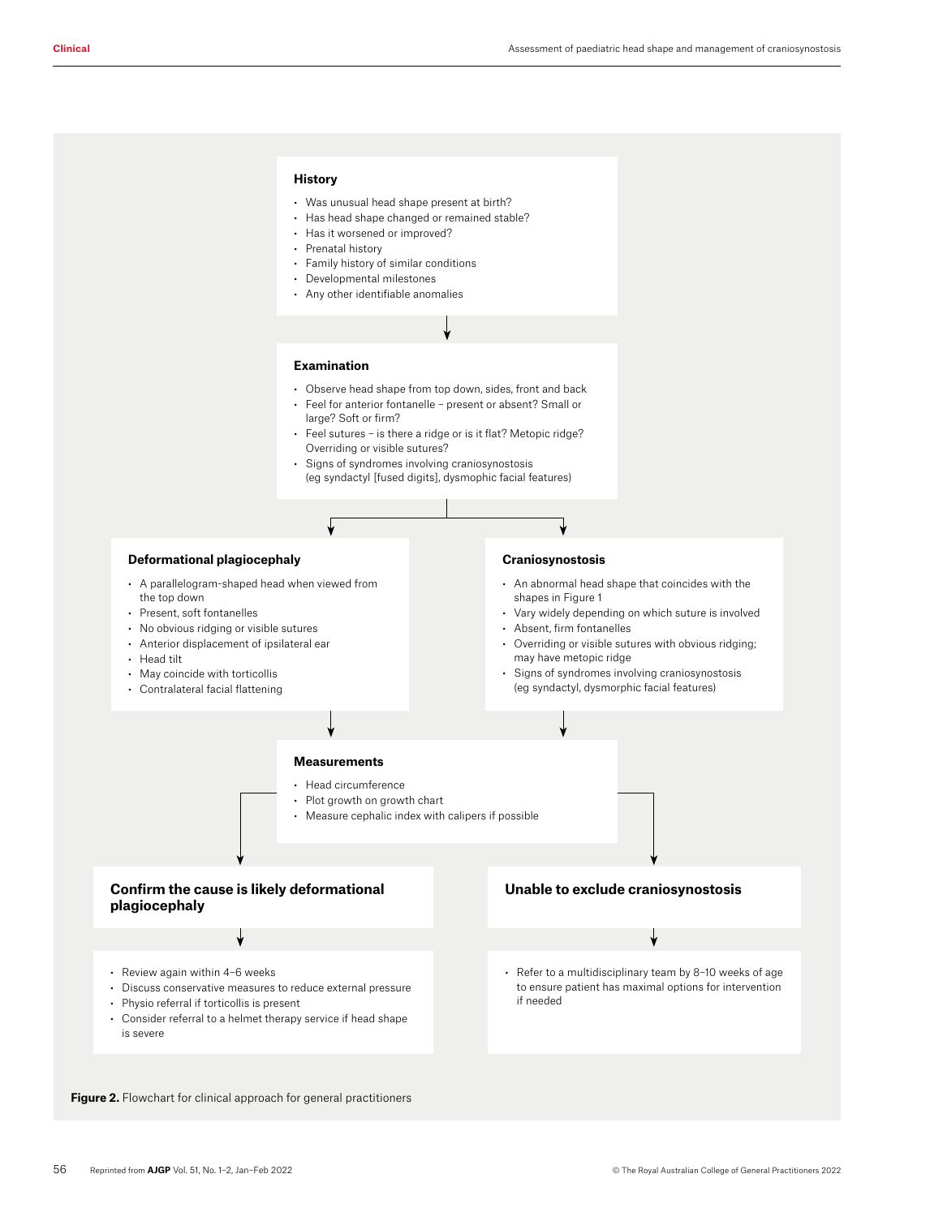**History**

- Was unusual head shape present at birth?
- Has head shape changed or remained stable?
- Has it worsened or improved?
- Prenatal history
- Family history of similar conditions
- Developmental milestones
- Any other identifiable anomalies

↓

**Examination**

- Observe head shape from top down, sides, front and back
- Feel for anterior fontanelle – present or absent? Small or large? Soft or firm?
- Feel sutures – is there a ridge or is it flat? Metopic ridge? Overriding or visible sutures?
- Signs of syndromes involving craniosynostosis (eg syndactyl [fused digits], dysmophic facial features)

↓

**Deformational plagiocephaly**

- A parallelogram-shaped head when viewed from the top down
- Present, soft fontanelles
- No obvious ridging or visible sutures
- Anterior displacement of ipsilateral ear
- Head tilt
- May coincide with torticollis
- Contralateral facial flattening

**Craniosynostosis**

- An abnormal head shape that coincides with the shapes in Figure 1
- Vary widely depending on which suture is involved
- Absent, firm fontanelles
- Overriding or visible sutures with obvious ridging; may have metopic ridge
- Signs of syndromes involving craniosynostosis (eg syndactyl, dysmorphic facial features)

↓

**Measurements**

- Head circumference
- Plot growth on growth chart
- Measure cephalic index with calipers if possible

↓

**Confirm the cause is likely deformational plagiocephaly**

- Review again within 4–6 weeks
- Discuss conservative measures to reduce external pressure
- Physio referral if torticollis is present
- Consider referral to a helmet therapy service if head shape is severe

**Unable to exclude craniosynostosis**

- Refer to a multidisciplinary team by 8–10 weeks of age to ensure patient has maximal options for intervention if needed

**Figure 2.** Flowchart for clinical approach for general practitioners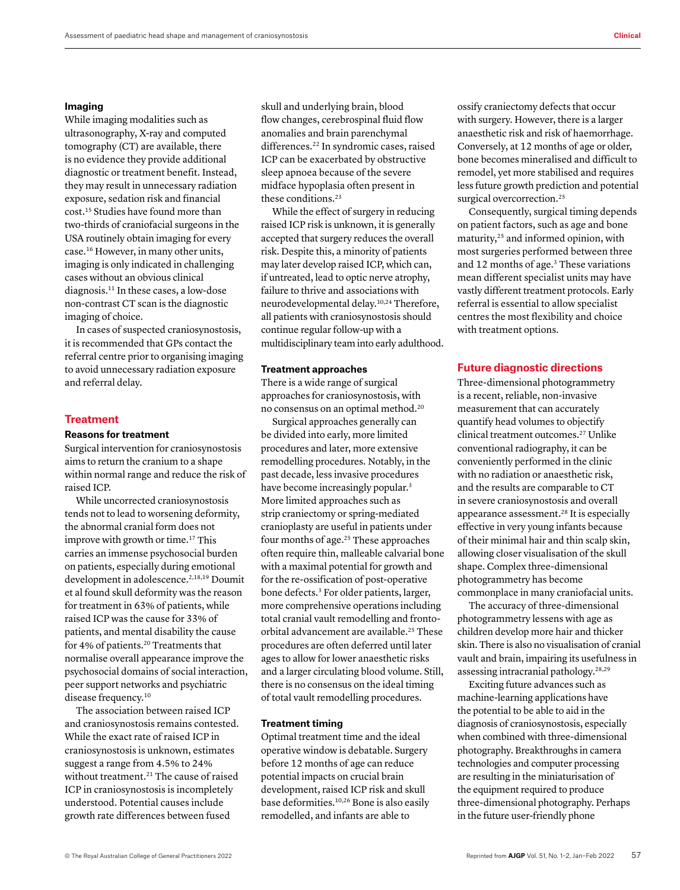### Imaging

While imaging modalities such as ultrasonography, X-ray and computed tomography (CT) are available, there is no evidence they provide additional diagnostic or treatment benefit. Instead, they may result in unnecessary radiation exposure, sedation risk and financial cost.[15] Studies have found more than two-thirds of craniofacial surgeons in the USA routinely obtain imaging for every case.[16] However, in many other units, imaging is only indicated in challenging cases without an obvious clinical diagnosis.[11] In these cases, a low-dose non-contrast CT scan is the diagnostic imaging of choice.

In cases of suspected craniosynostosis, it is recommended that GPs contact the referral centre prior to organising imaging to avoid unnecessary radiation exposure and referral delay.

## Treatment

### Reasons for treatment

Surgical intervention for craniosynostosis aims to return the cranium to a shape within normal range and reduce the risk of raised ICP.

While uncorrected craniosynostosis tends not to lead to worsening deformity, the abnormal cranial form does not improve with growth or time.[17] This carries an immense psychosocial burden on patients, especially during emotional development in adolescence.[2,18,19] Doumit et al found skull deformity was the reason for treatment in 63% of patients, while raised ICP was the cause for 33% of patients, and mental disability the cause for 4% of patients.[20] Treatments that normalise overall appearance improve the psychosocial domains of social interaction, peer support networks and psychiatric disease frequency.[10]

The association between raised ICP and craniosynostosis remains contested. While the exact rate of raised ICP in craniosynostosis is unknown, estimates suggest a range from 4.5% to 24% without treatment.[21] The cause of raised ICP in craniosynostosis is incompletely understood. Potential causes include growth rate differences between fused skull and underlying brain, blood flow changes, cerebrospinal fluid flow anomalies and brain parenchymal differences.[22] In syndromic cases, raised ICP can be exacerbated by obstructive sleep apnoea because of the severe midface hypoplasia often present in these conditions.[23]

While the effect of surgery in reducing raised ICP risk is unknown, it is generally accepted that surgery reduces the overall risk. Despite this, a minority of patients may later develop raised ICP, which can, if untreated, lead to optic nerve atrophy, failure to thrive and associations with neurodevelopmental delay.[10,24] Therefore, all patients with craniosynostosis should continue regular follow-up with a multidisciplinary team into early adulthood.

### Treatment approaches

There is a wide range of surgical approaches for craniosynostosis, with no consensus on an optimal method.[20]

Surgical approaches generally can be divided into early, more limited procedures and later, more extensive remodelling procedures. Notably, in the past decade, less invasive procedures have become increasingly popular.[3] More limited approaches such as strip craniectomy or spring-mediated cranioplasty are useful in patients under four months of age.[25] These approaches often require thin, malleable calvarial bone with a maximal potential for growth and for the re-ossification of post-operative bone defects.[3] For older patients, larger, more comprehensive operations including total cranial vault remodelling and fronto-orbital advancement are available.[25] These procedures are often deferred until later ages to allow for lower anaesthetic risks and a larger circulating blood volume. Still, there is no consensus on the ideal timing of total vault remodelling procedures.

### Treatment timing

Optimal treatment time and the ideal operative window is debatable. Surgery before 12 months of age can reduce potential impacts on crucial brain development, raised ICP risk and skull base deformities.[10,26] Bone is also easily remodelled, and infants are able to ossify craniectomy defects that occur with surgery. However, there is a larger anaesthetic risk and risk of haemorrhage. Conversely, at 12 months of age or older, bone becomes mineralised and difficult to remodel, yet more stabilised and requires less future growth prediction and potential surgical overcorrection.[25]

Consequently, surgical timing depends on patient factors, such as age and bone maturity,[25] and informed opinion, with most surgeries performed between three and 12 months of age.[3] These variations mean different specialist units may have vastly different treatment protocols. Early referral is essential to allow specialist centres the most flexibility and choice with treatment options.

## Future diagnostic directions

Three-dimensional photogrammetry is a recent, reliable, non-invasive measurement that can accurately quantify head volumes to objectify clinical treatment outcomes.[27] Unlike conventional radiography, it can be conveniently performed in the clinic with no radiation or anaesthetic risk, and the results are comparable to CT in severe craniosynostosis and overall appearance assessment.[28] It is especially effective in very young infants because of their minimal hair and thin scalp skin, allowing closer visualisation of the skull shape. Complex three-dimensional photogrammetry has become commonplace in many craniofacial units.

The accuracy of three-dimensional photogrammetry lessens with age as children develop more hair and thicker skin. There is also no visualisation of cranial vault and brain, impairing its usefulness in assessing intracranial pathology.[28,29]

Exciting future advances such as machine-learning applications have the potential to be able to aid in the diagnosis of craniosynostosis, especially when combined with three-dimensional photography. Breakthroughs in camera technologies and computer processing are resulting in the miniaturisation of the equipment required to produce three-dimensional photography. Perhaps in the future user-friendly phone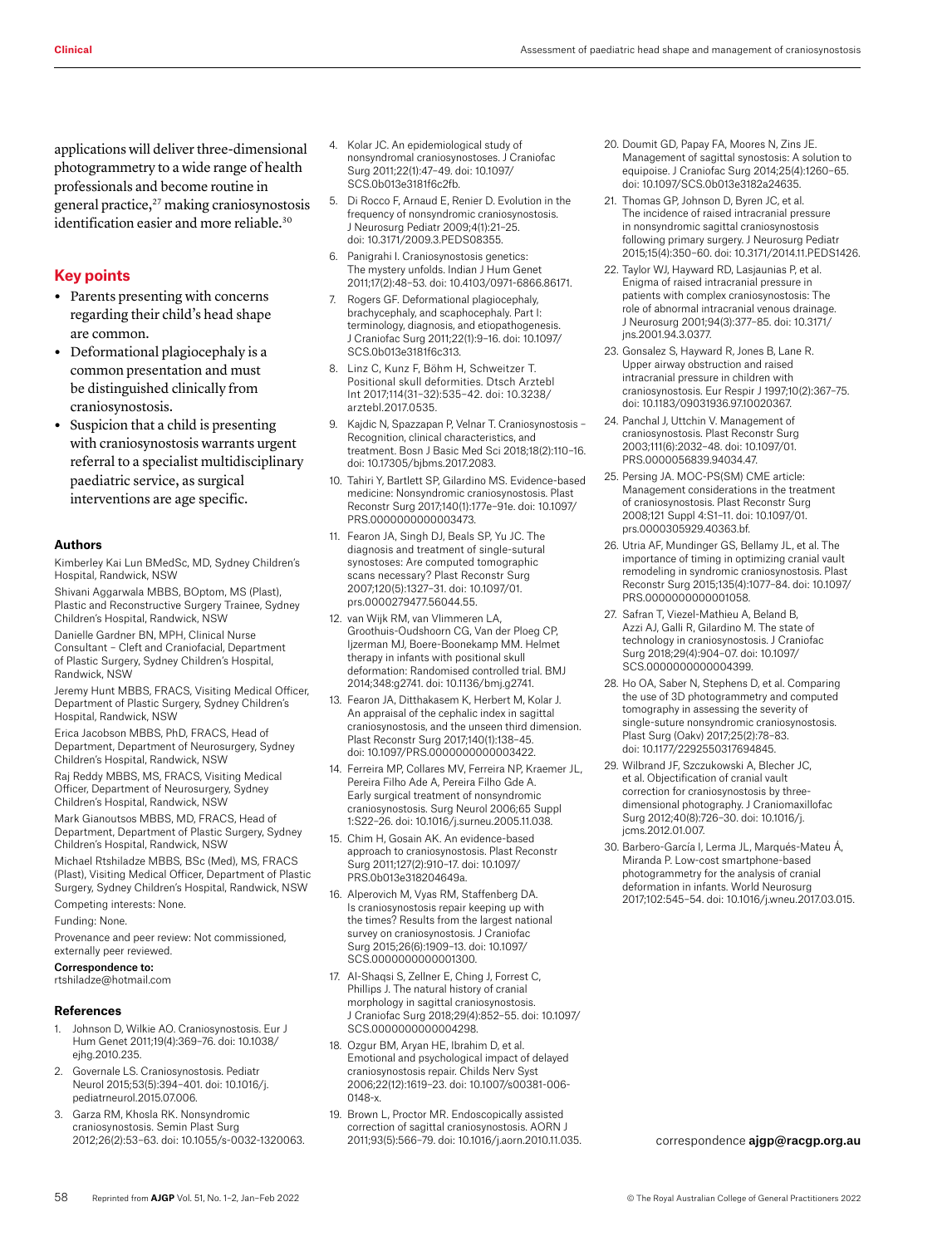applications will deliver three-dimensional photogrammetry to a wide range of health professionals and become routine in general practice,[27] making craniosynostosis identification easier and more reliable.[30]

## Key points

- Parents presenting with concerns regarding their child's head shape are common.
- Deformational plagiocephaly is a common presentation and must be distinguished clinically from craniosynostosis.
- Suspicion that a child is presenting with craniosynostosis warrants urgent referral to a specialist multidisciplinary paediatric service, as surgical interventions are age specific.

### Authors

Kimberley Kai Lun BMedSc, MD, Sydney Children's Hospital, Randwick, NSW

Shivani Aggarwala MBBS, BOptom, MS (Plast), Plastic and Reconstructive Surgery Trainee, Sydney Children's Hospital, Randwick, NSW

Danielle Gardner BN, MPH, Clinical Nurse Consultant – Cleft and Craniofacial, Department of Plastic Surgery, Sydney Children's Hospital, Randwick, NSW

Jeremy Hunt MBBS, FRACS, Visiting Medical Officer, Department of Plastic Surgery, Sydney Children's Hospital, Randwick, NSW

Erica Jacobson MBBS, PhD, FRACS, Head of Department, Department of Neurosurgery, Sydney Children's Hospital, Randwick, NSW

Raj Reddy MBBS, MS, FRACS, Visiting Medical Officer, Department of Neurosurgery, Sydney Children's Hospital, Randwick, NSW

Mark Gianoutsos MBBS, MD, FRACS, Head of Department, Department of Plastic Surgery, Sydney Children's Hospital, Randwick, NSW

Michael Rtshiladze MBBS, BSc (Med), MS, FRACS (Plast), Visiting Medical Officer, Department of Plastic Surgery, Sydney Children's Hospital, Randwick, NSW

Competing interests: None.

Funding: None.

Provenance and peer review: Not commissioned, externally peer reviewed.

**Correspondence to:**
rtshiladze@hotmail.com

### References

1. Johnson D, Wilkie AO. Craniosynostosis. Eur J Hum Genet 2011;19(4):369–76. doi: 10.1038/ejhg.2010.235.
2. Governale LS. Craniosynostosis. Pediatr Neurol 2015;53(5):394–401. doi: 10.1016/j.pediatrneurol.2015.07.006.
3. Garza RM, Khosla RK. Nonsyndromic craniosynostosis. Semin Plast Surg 2012;26(2):53–63. doi: 10.1055/s-0032-1320063.
4. Kolar JC. An epidemiological study of nonsyndromal craniosynostoses. J Craniofac Surg 2011;22(1):47–49. doi: 10.1097/SCS.0b013e3181f6c2fb.
5. Di Rocco F, Arnaud E, Renier D. Evolution in the frequency of nonsyndromic craniosynostosis. J Neurosurg Pediatr 2009;4(1):21–25. doi: 10.3171/2009.3.PEDS08355.
6. Panigrahi I. Craniosynostosis genetics: The mystery unfolds. Indian J Hum Genet 2011;17(2):48–53. doi: 10.4103/0971-6866.86171.
7. Rogers GF. Deformational plagiocephaly, brachycephaly, and scaphocephaly. Part I: terminology, diagnosis, and etiopathogenesis. J Craniofac Surg 2011;22(1):9–16. doi: 10.1097/SCS.0b013e3181f6c313.
8. Linz C, Kunz F, Böhm H, Schweitzer T. Positional skull deformities. Dtsch Arztebl Int 2017;114(31–32):535–42. doi: 10.3238/arztebl.2017.0535.
9. Kajdic N, Spazzapan P, Velnar T. Craniosynostosis – Recognition, clinical characteristics, and treatment. Bosn J Basic Med Sci 2018;18(2):110–16. doi: 10.17305/bjbms.2017.2083.
10. Tahiri Y, Bartlett SP, Gilardino MS. Evidence-based medicine: Nonsyndromic craniosynostosis. Plast Reconstr Surg 2017;140(1):177e–91e. doi: 10.1097/PRS.0000000000003473.
11. Fearon JA, Singh DJ, Beals SP, Yu JC. The diagnosis and treatment of single-sutural synostoses: Are computed tomographic scans necessary? Plast Reconstr Surg 2007;120(5):1327–31. doi: 10.1097/01.prs.0000279477.56044.55.
12. van Wijk RM, van Vlimmeren LA, Groothuis-Oudshoorn CG, Van der Ploeg CP, Ijzerman MJ, Boere-Boonekamp MM. Helmet therapy in infants with positional skull deformation: Randomised controlled trial. BMJ 2014;348:g2741. doi: 10.1136/bmj.g2741.
13. Fearon JA, Ditthakasem K, Herbert M, Kolar J. An appraisal of the cephalic index in sagittal craniosynostosis, and the unseen third dimension. Plast Reconstr Surg 2017;140(1):138–45. doi: 10.1097/PRS.0000000000003422.
14. Ferreira MP, Collares MV, Ferreira NP, Kraemer JL, Pereira Filho Ade A, Pereira Filho Gde A. Early surgical treatment of nonsyndromic craniosynostosis. Surg Neurol 2006;65 Suppl 1:S22–26. doi: 10.1016/j.surneu.2005.11.038.
15. Chim H, Gosain AK. An evidence-based approach to craniosynostosis. Plast Reconstr Surg 2011;127(2):910–17. doi: 10.1097/PRS.0b013e318204649a.
16. Alperovich M, Vyas RM, Staffenberg DA. Is craniosynostosis repair keeping up with the times? Results from the largest national survey on craniosynostosis. J Craniofac Surg 2015;26(6):1909–13. doi: 10.1097/SCS.0000000000001300.
17. Al-Shaqsi S, Zellner E, Ching J, Forrest C, Phillips J. The natural history of cranial morphology in sagittal craniosynostosis. J Craniofac Surg 2018;29(4):852–55. doi: 10.1097/SCS.0000000000004298.
18. Ozgur BM, Aryan HE, Ibrahim D, et al. Emotional and psychological impact of delayed craniosynostosis repair. Childs Nerv Syst 2006;22(12):1619–23. doi: 10.1007/s00381-006-0148-x.
19. Brown L, Proctor MR. Endoscopically assisted correction of sagittal craniosynostosis. AORN J 2011;93(5):566–79. doi: 10.1016/j.aorn.2010.11.035.
20. Doumit GD, Papay FA, Moores N, Zins JE. Management of sagittal synostosis: A solution to equipoise. J Craniofac Surg 2014;25(4):1260–65. doi: 10.1097/SCS.0b013e3182a24635.
21. Thomas GP, Johnson D, Byren JC, et al. The incidence of raised intracranial pressure in nonsyndromic sagittal craniosynostosis following primary surgery. J Neurosurg Pediatr 2015;15(4):350–60. doi: 10.3171/2014.11.PEDS1426.
22. Taylor WJ, Hayward RD, Lasjaunias P, et al. Enigma of raised intracranial pressure in patients with complex craniosynostosis: The role of abnormal intracranial venous drainage. J Neurosurg 2001;94(3):377–85. doi: 10.3171/jns.2001.94.3.0377.
23. Gonsalez S, Hayward R, Jones B, Lane R. Upper airway obstruction and raised intracranial pressure in children with craniosynostosis. Eur Respir J 1997;10(2):367–75. doi: 10.1183/09031936.97.10020367.
24. Panchal J, Uttchin V. Management of craniosynostosis. Plast Reconstr Surg 2003;111(6):2032–48. doi: 10.1097/01.PRS.0000056839.94034.47.
25. Persing JA. MOC-PS(SM) CME article: Management considerations in the treatment of craniosynostosis. Plast Reconstr Surg 2008;121 Suppl 4:S1–11. doi: 10.1097/01.prs.0000305929.40363.bf.
26. Utria AF, Mundinger GS, Bellamy JL, et al. The importance of timing in optimizing cranial vault remodeling in syndromic craniosynostosis. Plast Reconstr Surg 2015;135(4):1077–84. doi: 10.1097/PRS.0000000000001058.
27. Safran T, Viezel-Mathieu A, Beland B, Azzi AJ, Galli R, Gilardino M. The state of technology in craniosynostosis. J Craniofac Surg 2018;29(4):904–07. doi: 10.1097/SCS.0000000000004399.
28. Ho OA, Saber N, Stephens D, et al. Comparing the use of 3D photogrammetry and computed tomography in assessing the severity of single-suture nonsyndromic craniosynostosis. Plast Surg (Oakv) 2017;25(2):78–83. doi: 10.1177/2292550317694845.
29. Wilbrand JF, Szczukowski A, Blecher JC, et al. Objectification of cranial vault correction for craniosynostosis by three-dimensional photography. J Craniomaxillofac Surg 2012;40(8):726–30. doi: 10.1016/j.jcms.2012.01.007.
30. Barbero-García I, Lerma JL, Marqués-Mateu Á, Miranda P. Low-cost smartphone-based photogrammetry for the analysis of cranial deformation in infants. World Neurosurg 2017;102:545–54. doi: 10.1016/j.wneu.2017.03.015.

correspondence **ajgp@racgp.org.au**